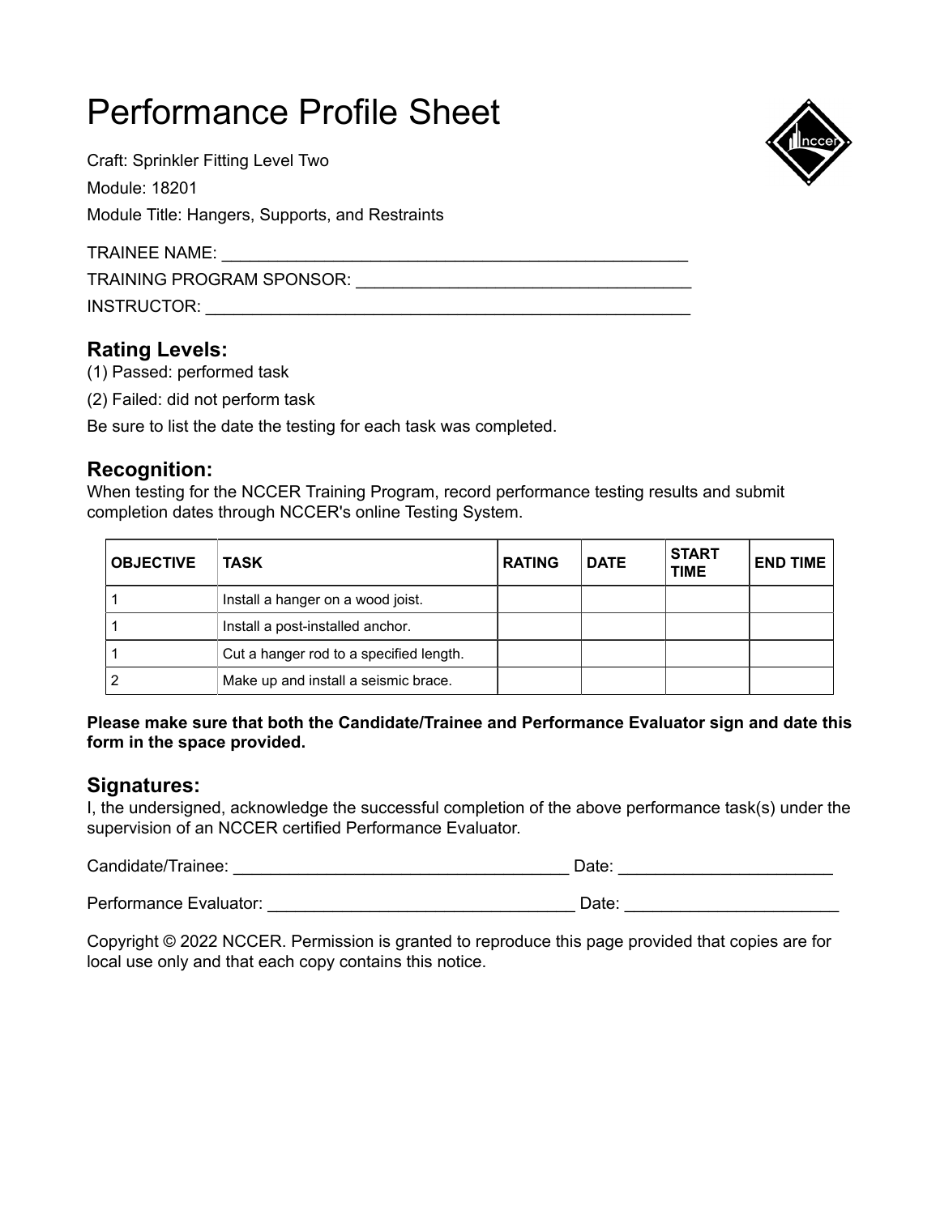# Performance Profile Sheet

Craft: Sprinkler Fitting Level Two

Module: 18201

Module Title: Hangers, Supports, and Restraints

TRAINEE NAME: ___________________________________________________

TRAINING PROGRAM SPONSOR: ____________________________________

INSTRUCTOR: _____________________________________________________

## Rating Levels:

(1) Passed: performed task

(2) Failed: did not perform task

Be sure to list the date the testing for each task was completed.

## Recognition:

When testing for the NCCER Training Program, record performance testing results and submit completion dates through NCCER's online Testing System.

| OBJECTIVE | TASK | RATING | DATE | START TIME | END TIME |
|---|---|---|---|---|---|
| 1 | Install a hanger on a wood joist. | | | | |
| 1 | Install a post-installed anchor. | | | | |
| 1 | Cut a hanger rod to a specified length. | | | | |
| 2 | Make up and install a seismic brace. | | | | |

**Please make sure that both the Candidate/Trainee and Performance Evaluator sign and date this form in the space provided.**

## Signatures:

I, the undersigned, acknowledge the successful completion of the above performance task(s) under the supervision of an NCCER certified Performance Evaluator.

Candidate/Trainee: ____________________________________ Date: ______________________

Performance Evaluator: _________________________________ Date: ______________________

Copyright © 2022 NCCER. Permission is granted to reproduce this page provided that copies are for local use only and that each copy contains this notice.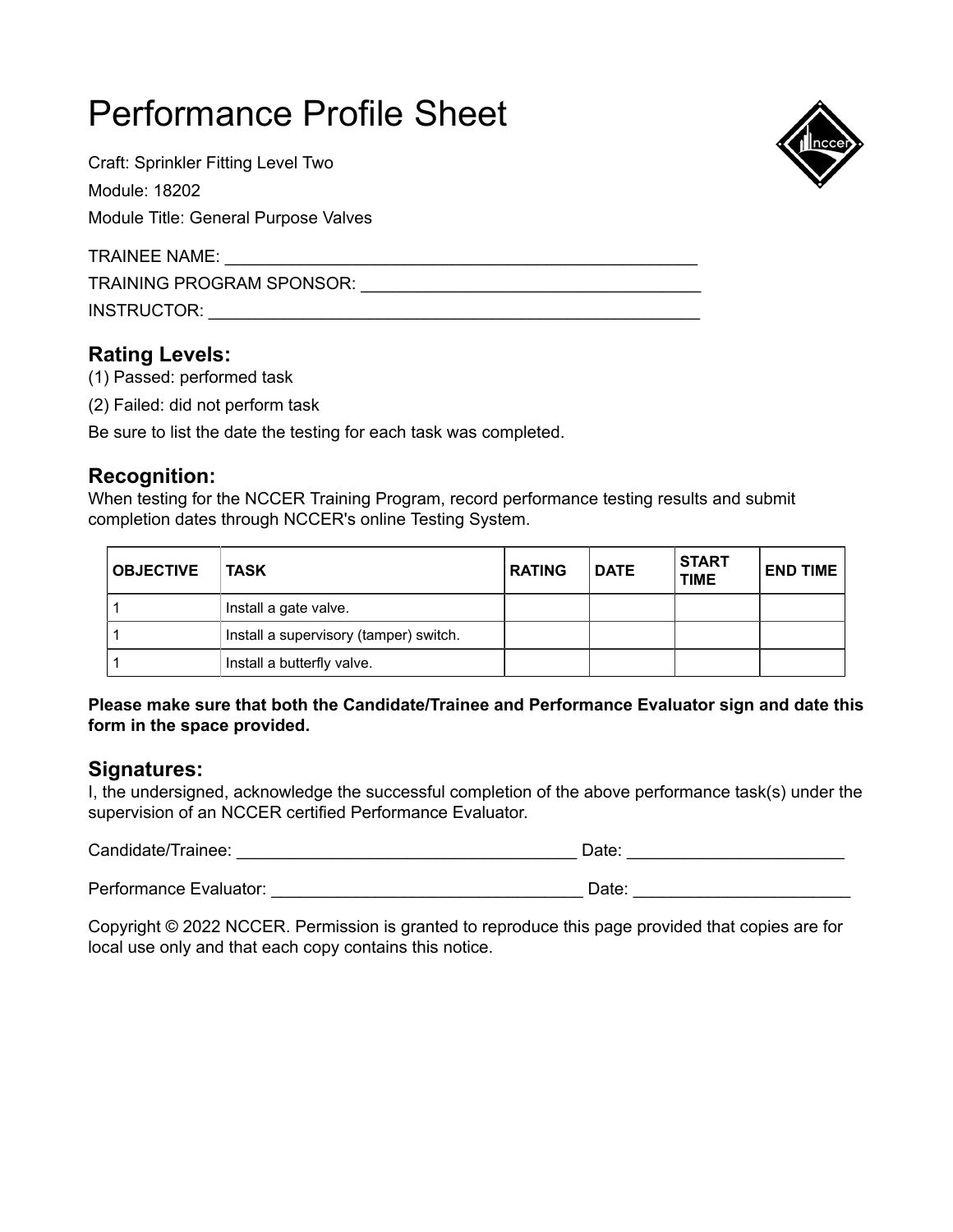# Performance Profile Sheet

Craft: Sprinkler Fitting Level Two

Module: 18202

Module Title: General Purpose Valves

TRAINEE NAME: ________________________________________________

TRAINING PROGRAM SPONSOR: ______________________________

INSTRUCTOR: _________________________________________________

## Rating Levels:

(1) Passed: performed task

(2) Failed: did not perform task

Be sure to list the date the testing for each task was completed.

## Recognition:

When testing for the NCCER Training Program, record performance testing results and submit completion dates through NCCER's online Testing System.

| OBJECTIVE | TASK | RATING | DATE | START TIME | END TIME |
|---|---|---|---|---|---|
| 1 | Install a gate valve. | | | | |
| 1 | Install a supervisory (tamper) switch. | | | | |
| 1 | Install a butterfly valve. | | | | |

**Please make sure that both the Candidate/Trainee and Performance Evaluator sign and date this form in the space provided.**

## Signatures:

I, the undersigned, acknowledge the successful completion of the above performance task(s) under the supervision of an NCCER certified Performance Evaluator.

Candidate/Trainee: __________________________________ Date: ____________________

Performance Evaluator: ______________________________ Date: ____________________

Copyright © 2022 NCCER. Permission is granted to reproduce this page provided that copies are for local use only and that each copy contains this notice.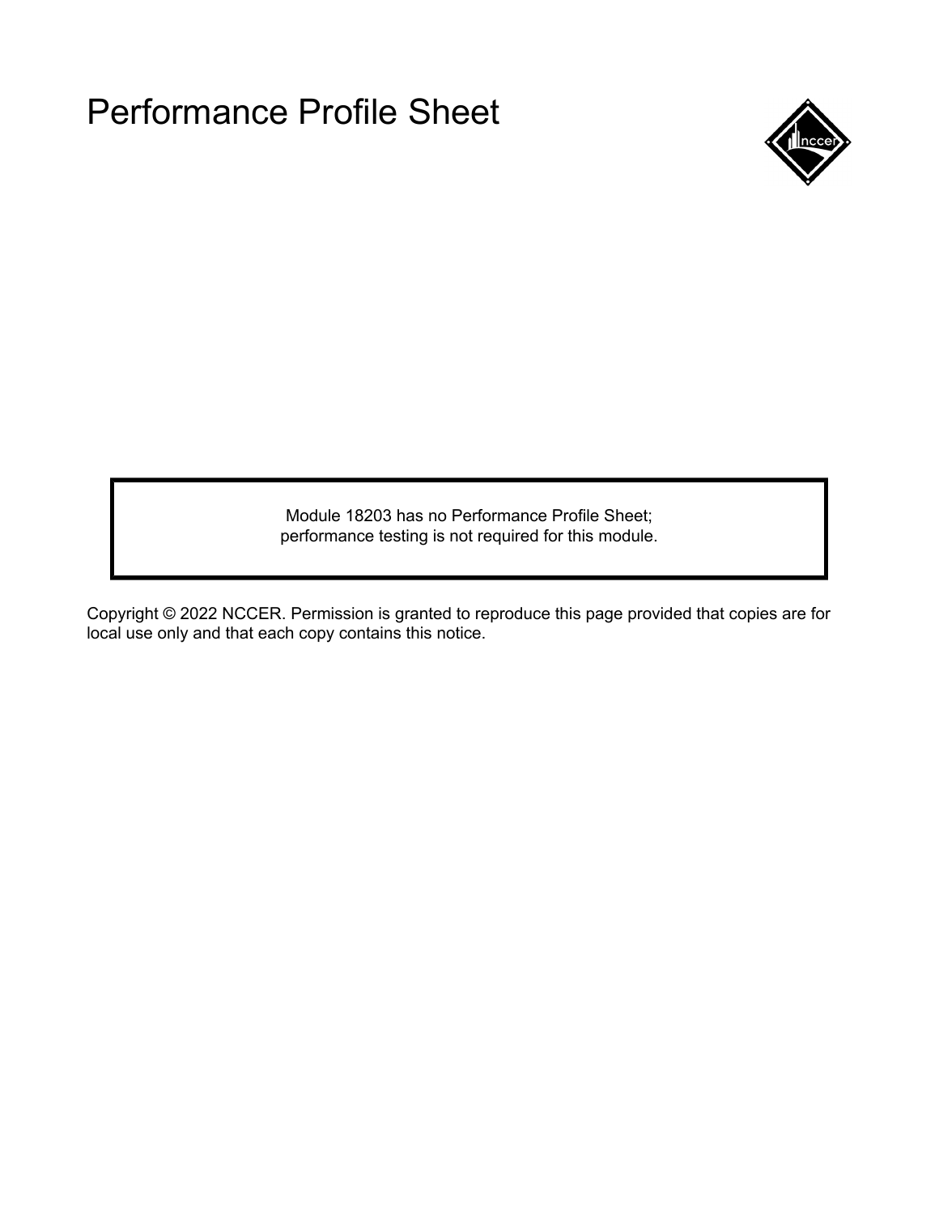# Performance Profile Sheet

Module 18203 has no Performance Profile Sheet;
performance testing is not required for this module.

Copyright © 2022 NCCER. Permission is granted to reproduce this page provided that copies are for local use only and that each copy contains this notice.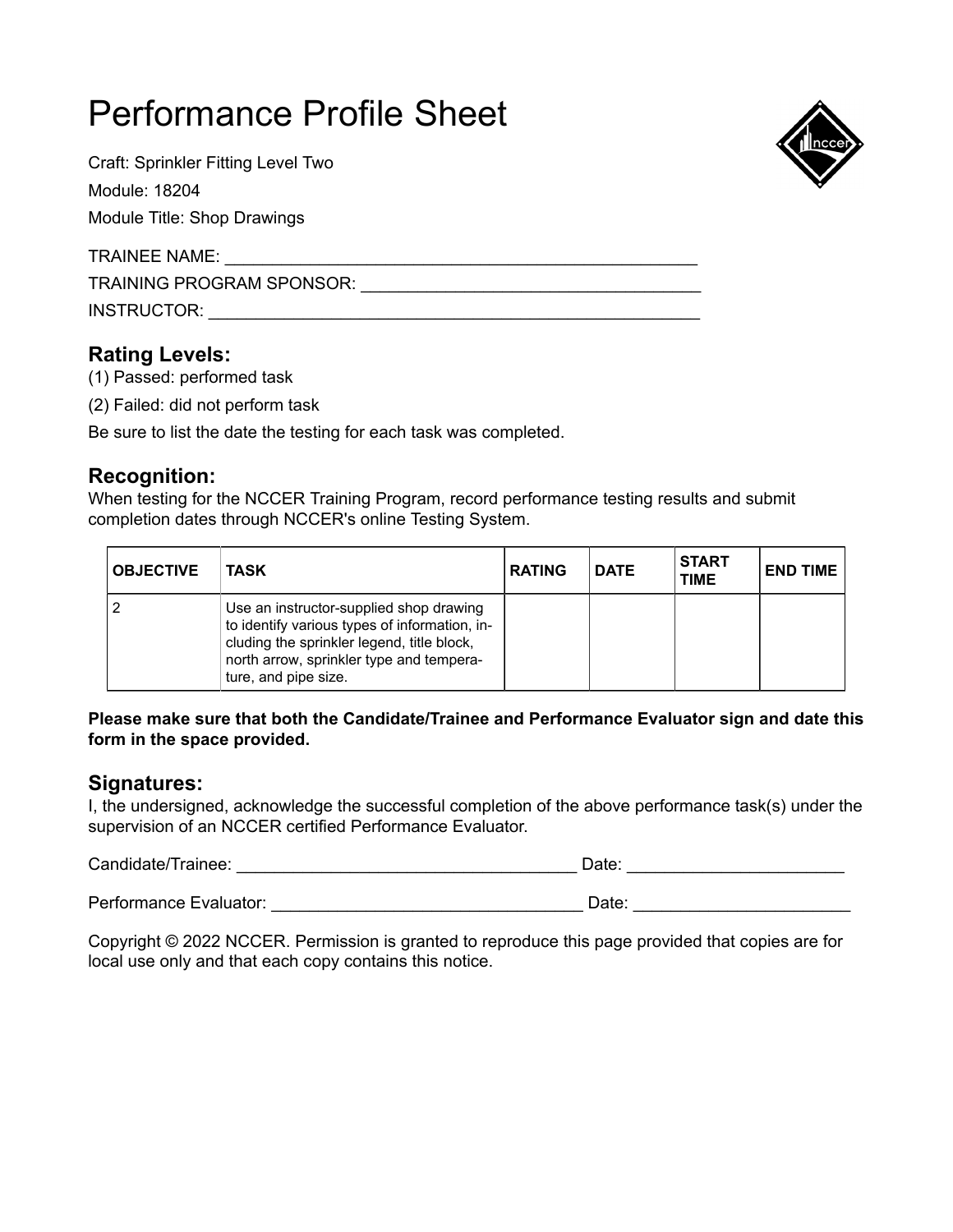# Performance Profile Sheet

Craft: Sprinkler Fitting Level Two

Module: 18204

Module Title: Shop Drawings

TRAINEE NAME: ___________________________________________________

TRAINING PROGRAM SPONSOR: ___________________________________

INSTRUCTOR: _____________________________________________________

## Rating Levels:

(1) Passed: performed task

(2) Failed: did not perform task

Be sure to list the date the testing for each task was completed.

## Recognition:

When testing for the NCCER Training Program, record performance testing results and submit completion dates through NCCER's online Testing System.

| OBJECTIVE | TASK | RATING | DATE | START TIME | END TIME |
|---|---|---|---|---|---|
| 2 | Use an instructor-supplied shop drawing to identify various types of information, including the sprinkler legend, title block, north arrow, sprinkler type and temperature, and pipe size. | | | | |

**Please make sure that both the Candidate/Trainee and Performance Evaluator sign and date this form in the space provided.**

## Signatures:

I, the undersigned, acknowledge the successful completion of the above performance task(s) under the supervision of an NCCER certified Performance Evaluator.

Candidate/Trainee: ____________________________________ Date: ______________________

Performance Evaluator: _________________________________ Date: ______________________

Copyright © 2022 NCCER. Permission is granted to reproduce this page provided that copies are for local use only and that each copy contains this notice.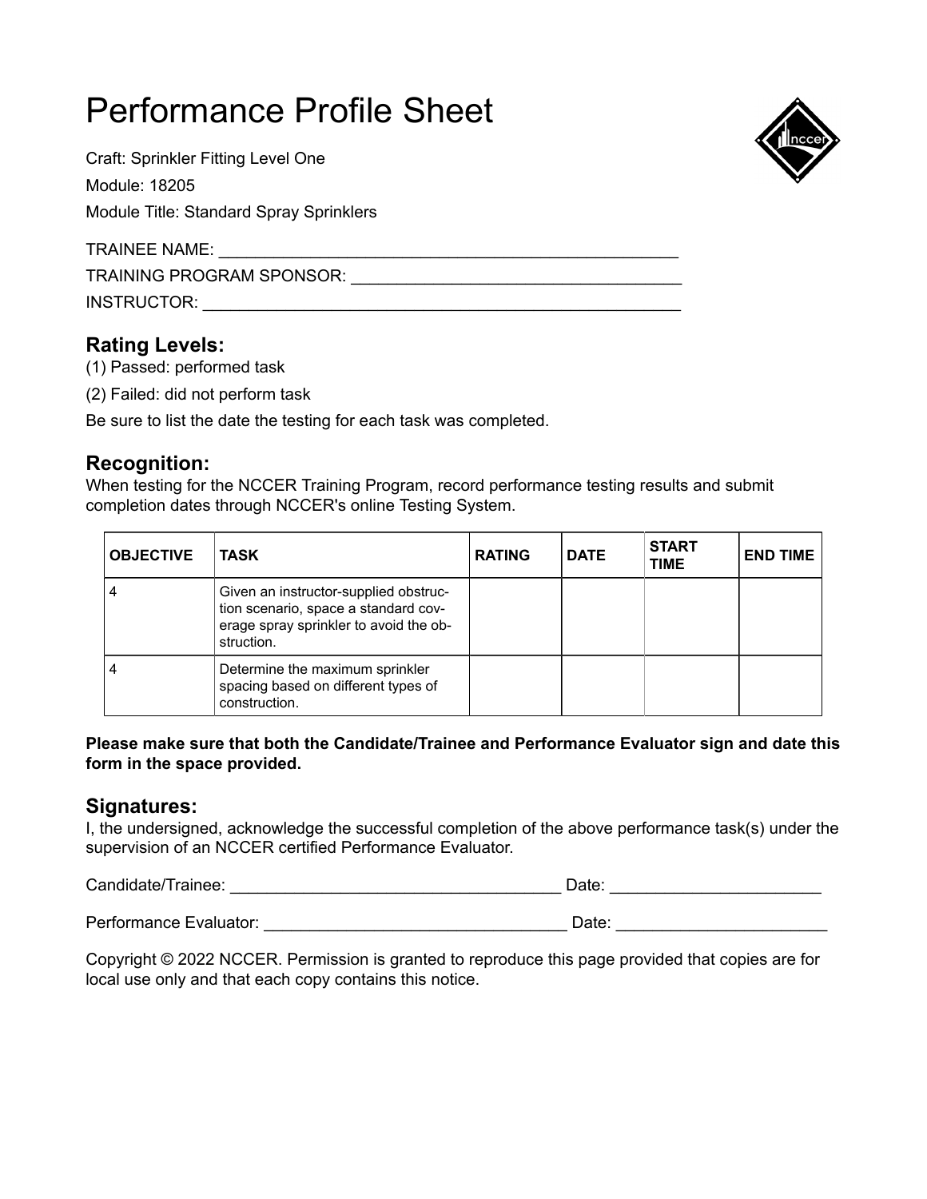# Performance Profile Sheet

Craft: Sprinkler Fitting Level One

Module: 18205

Module Title: Standard Spray Sprinklers

TRAINEE NAME: ___________________________________________________

TRAINING PROGRAM SPONSOR: ___________________________________

INSTRUCTOR: _____________________________________________________

## Rating Levels:

(1) Passed: performed task

(2) Failed: did not perform task

Be sure to list the date the testing for each task was completed.

## Recognition:

When testing for the NCCER Training Program, record performance testing results and submit completion dates through NCCER's online Testing System.

| OBJECTIVE | TASK | RATING | DATE | START TIME | END TIME |
|---|---|---|---|---|---|
| 4 | Given an instructor-supplied obstruction scenario, space a standard coverage spray sprinkler to avoid the obstruction. | | | | |
| 4 | Determine the maximum sprinkler spacing based on different types of construction. | | | | |

**Please make sure that both the Candidate/Trainee and Performance Evaluator sign and date this form in the space provided.**

## Signatures:

I, the undersigned, acknowledge the successful completion of the above performance task(s) under the supervision of an NCCER certified Performance Evaluator.

Candidate/Trainee: ___________________________________ Date: ______________________

Performance Evaluator: ________________________________ Date: ______________________

Copyright © 2022 NCCER. Permission is granted to reproduce this page provided that copies are for local use only and that each copy contains this notice.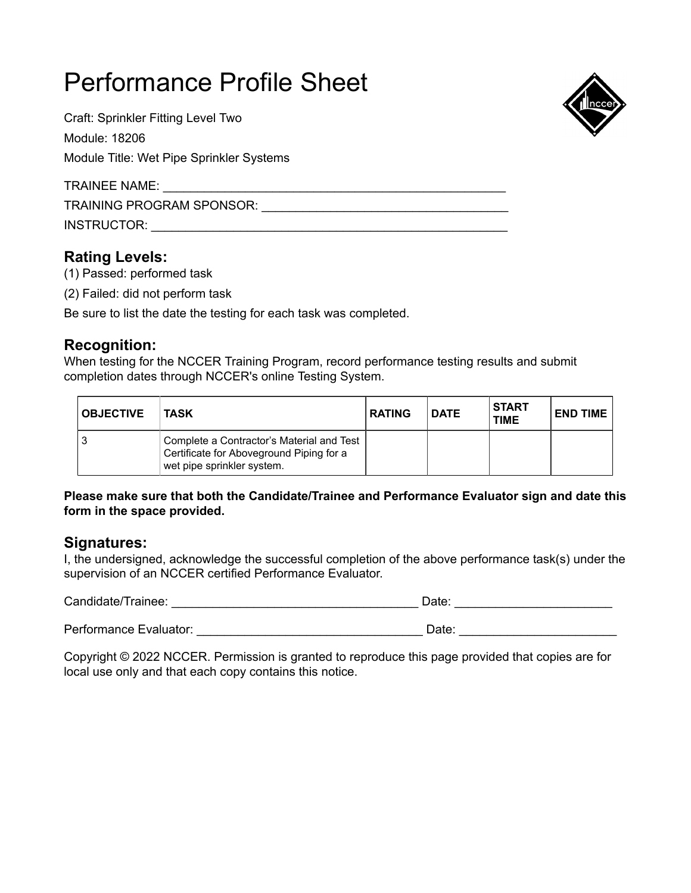# Performance Profile Sheet

Craft: Sprinkler Fitting Level Two

Module: 18206

Module Title: Wet Pipe Sprinkler Systems

TRAINEE NAME: ________________________________________________

TRAINING PROGRAM SPONSOR: ______________________________

INSTRUCTOR: _____________________________________________

## Rating Levels:

(1) Passed: performed task

(2) Failed: did not perform task

Be sure to list the date the testing for each task was completed.

## Recognition:

When testing for the NCCER Training Program, record performance testing results and submit completion dates through NCCER's online Testing System.

| OBJECTIVE | TASK | RATING | DATE | START TIME | END TIME |
|---|---|---|---|---|---|
| 3 | Complete a Contractor's Material and Test Certificate for Aboveground Piping for a wet pipe sprinkler system. | | | | |

**Please make sure that both the Candidate/Trainee and Performance Evaluator sign and date this form in the space provided.**

## Signatures:

I, the undersigned, acknowledge the successful completion of the above performance task(s) under the supervision of an NCCER certified Performance Evaluator.

Candidate/Trainee: ______________________________ Date: ___________________

Performance Evaluator: ___________________________ Date: ___________________

Copyright © 2022 NCCER. Permission is granted to reproduce this page provided that copies are for local use only and that each copy contains this notice.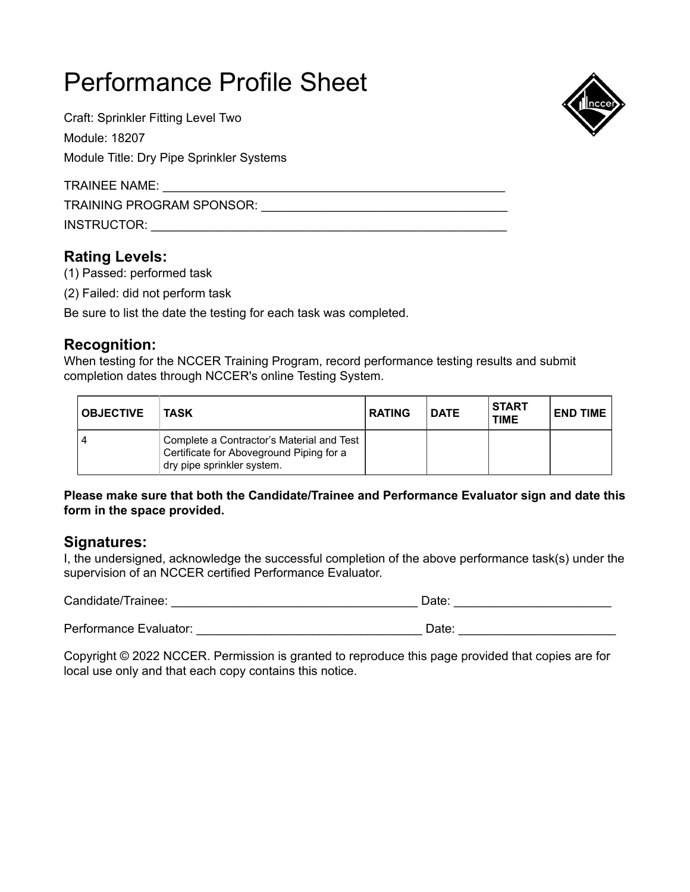# Performance Profile Sheet

Craft: Sprinkler Fitting Level Two

Module: 18207

Module Title: Dry Pipe Sprinkler Systems

TRAINEE NAME: ___________________________________________________

TRAINING PROGRAM SPONSOR: ____________________________________

INSTRUCTOR: _____________________________________________________

## Rating Levels:

(1) Passed: performed task

(2) Failed: did not perform task

Be sure to list the date the testing for each task was completed.

## Recognition:

When testing for the NCCER Training Program, record performance testing results and submit completion dates through NCCER's online Testing System.

| OBJECTIVE | TASK | RATING | DATE | START TIME | END TIME |
|---|---|---|---|---|---|
| 4 | Complete a Contractor's Material and Test Certificate for Aboveground Piping for a dry pipe sprinkler system. | | | | |

**Please make sure that both the Candidate/Trainee and Performance Evaluator sign and date this form in the space provided.**

## Signatures:

I, the undersigned, acknowledge the successful completion of the above performance task(s) under the supervision of an NCCER certified Performance Evaluator.

Candidate/Trainee: _____________________________________ Date: _______________________

Performance Evaluator: _________________________________ Date: _______________________

Copyright © 2022 NCCER. Permission is granted to reproduce this page provided that copies are for local use only and that each copy contains this notice.